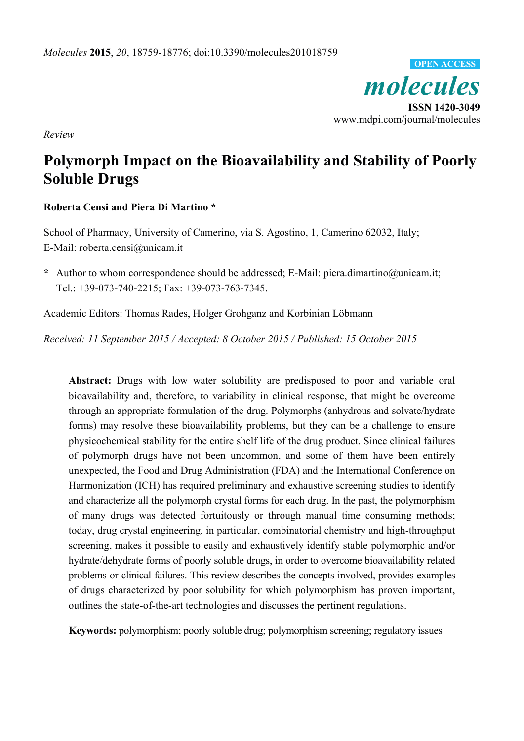*Review*

# Polymorph Impact on the Bioavailability and Stability of Poorly Soluble Drugs

**Roberta Censi and Piera Di Martino ***

School of Pharmacy, University of Camerino, via S. Agostino, 1, Camerino 62032, Italy;
E-Mail: roberta.censi@unicam.it

**\*** Author to whom correspondence should be addressed; E-Mail: piera.dimartino@unicam.it;
Tel.: +39-073-740-2215; Fax: +39-073-763-7345.

Academic Editors: Thomas Rades, Holger Grohganz and Korbinian Löbmann

*Received: 11 September 2015 / Accepted: 8 October 2015 / Published: 15 October 2015*

---

**Abstract:** Drugs with low water solubility are predisposed to poor and variable oral bioavailability and, therefore, to variability in clinical response, that might be overcome through an appropriate formulation of the drug. Polymorphs (anhydrous and solvate/hydrate forms) may resolve these bioavailability problems, but they can be a challenge to ensure physicochemical stability for the entire shelf life of the drug product. Since clinical failures of polymorph drugs have not been uncommon, and some of them have been entirely unexpected, the Food and Drug Administration (FDA) and the International Conference on Harmonization (ICH) has required preliminary and exhaustive screening studies to identify and characterize all the polymorph crystal forms for each drug. In the past, the polymorphism of many drugs was detected fortuitously or through manual time consuming methods; today, drug crystal engineering, in particular, combinatorial chemistry and high-throughput screening, makes it possible to easily and exhaustively identify stable polymorphic and/or hydrate/dehydrate forms of poorly soluble drugs, in order to overcome bioavailability related problems or clinical failures. This review describes the concepts involved, provides examples of drugs characterized by poor solubility for which polymorphism has proven important, outlines the state-of-the-art technologies and discusses the pertinent regulations.

**Keywords:** polymorphism; poorly soluble drug; polymorphism screening; regulatory issues

---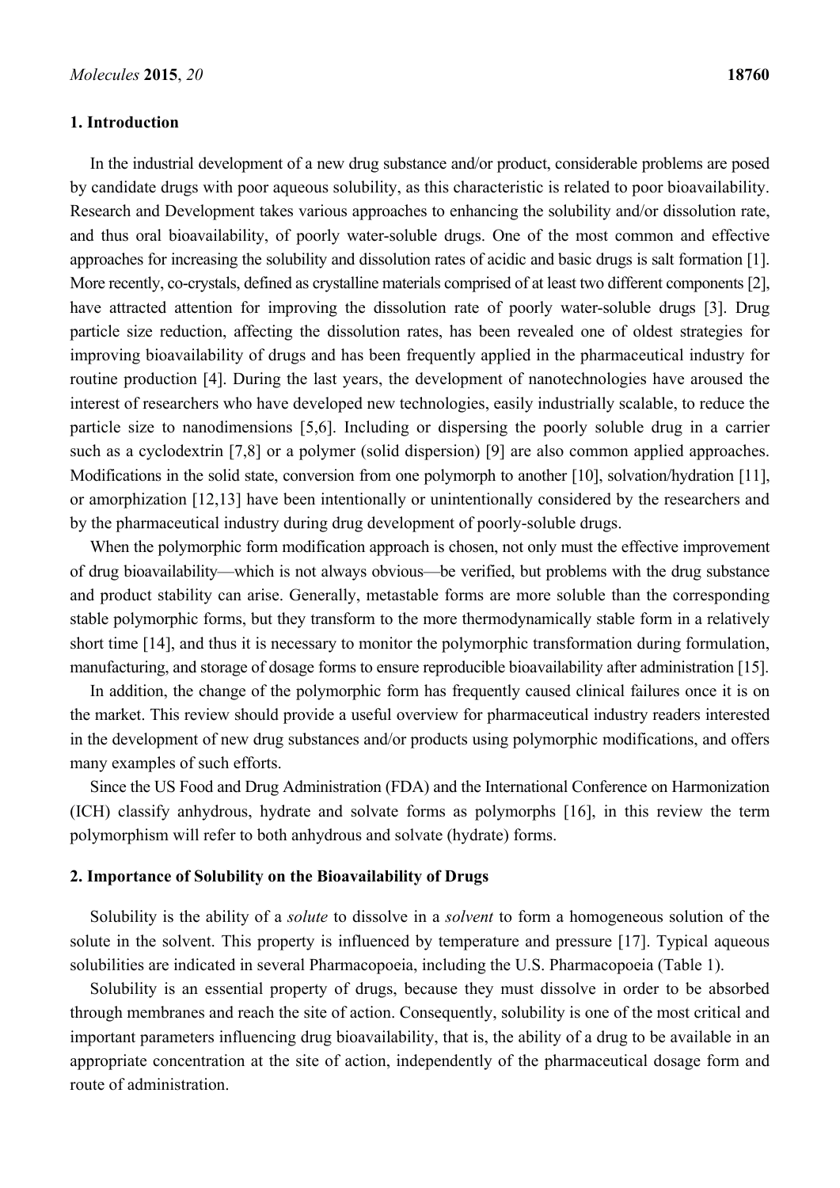## 1. Introduction

In the industrial development of a new drug substance and/or product, considerable problems are posed by candidate drugs with poor aqueous solubility, as this characteristic is related to poor bioavailability. Research and Development takes various approaches to enhancing the solubility and/or dissolution rate, and thus oral bioavailability, of poorly water-soluble drugs. One of the most common and effective approaches for increasing the solubility and dissolution rates of acidic and basic drugs is salt formation [1]. More recently, co-crystals, defined as crystalline materials comprised of at least two different components [2], have attracted attention for improving the dissolution rate of poorly water-soluble drugs [3]. Drug particle size reduction, affecting the dissolution rates, has been revealed one of oldest strategies for improving bioavailability of drugs and has been frequently applied in the pharmaceutical industry for routine production [4]. During the last years, the development of nanotechnologies have aroused the interest of researchers who have developed new technologies, easily industrially scalable, to reduce the particle size to nanodimensions [5,6]. Including or dispersing the poorly soluble drug in a carrier such as a cyclodextrin [7,8] or a polymer (solid dispersion) [9] are also common applied approaches. Modifications in the solid state, conversion from one polymorph to another [10], solvation/hydration [11], or amorphization [12,13] have been intentionally or unintentionally considered by the researchers and by the pharmaceutical industry during drug development of poorly-soluble drugs.

When the polymorphic form modification approach is chosen, not only must the effective improvement of drug bioavailability—which is not always obvious—be verified, but problems with the drug substance and product stability can arise. Generally, metastable forms are more soluble than the corresponding stable polymorphic forms, but they transform to the more thermodynamically stable form in a relatively short time [14], and thus it is necessary to monitor the polymorphic transformation during formulation, manufacturing, and storage of dosage forms to ensure reproducible bioavailability after administration [15].

In addition, the change of the polymorphic form has frequently caused clinical failures once it is on the market. This review should provide a useful overview for pharmaceutical industry readers interested in the development of new drug substances and/or products using polymorphic modifications, and offers many examples of such efforts.

Since the US Food and Drug Administration (FDA) and the International Conference on Harmonization (ICH) classify anhydrous, hydrate and solvate forms as polymorphs [16], in this review the term polymorphism will refer to both anhydrous and solvate (hydrate) forms.

## 2. Importance of Solubility on the Bioavailability of Drugs

Solubility is the ability of a *solute* to dissolve in a *solvent* to form a homogeneous solution of the solute in the solvent. This property is influenced by temperature and pressure [17]. Typical aqueous solubilities are indicated in several Pharmacopoeia, including the U.S. Pharmacopoeia (Table 1).

Solubility is an essential property of drugs, because they must dissolve in order to be absorbed through membranes and reach the site of action. Consequently, solubility is one of the most critical and important parameters influencing drug bioavailability, that is, the ability of a drug to be available in an appropriate concentration at the site of action, independently of the pharmaceutical dosage form and route of administration.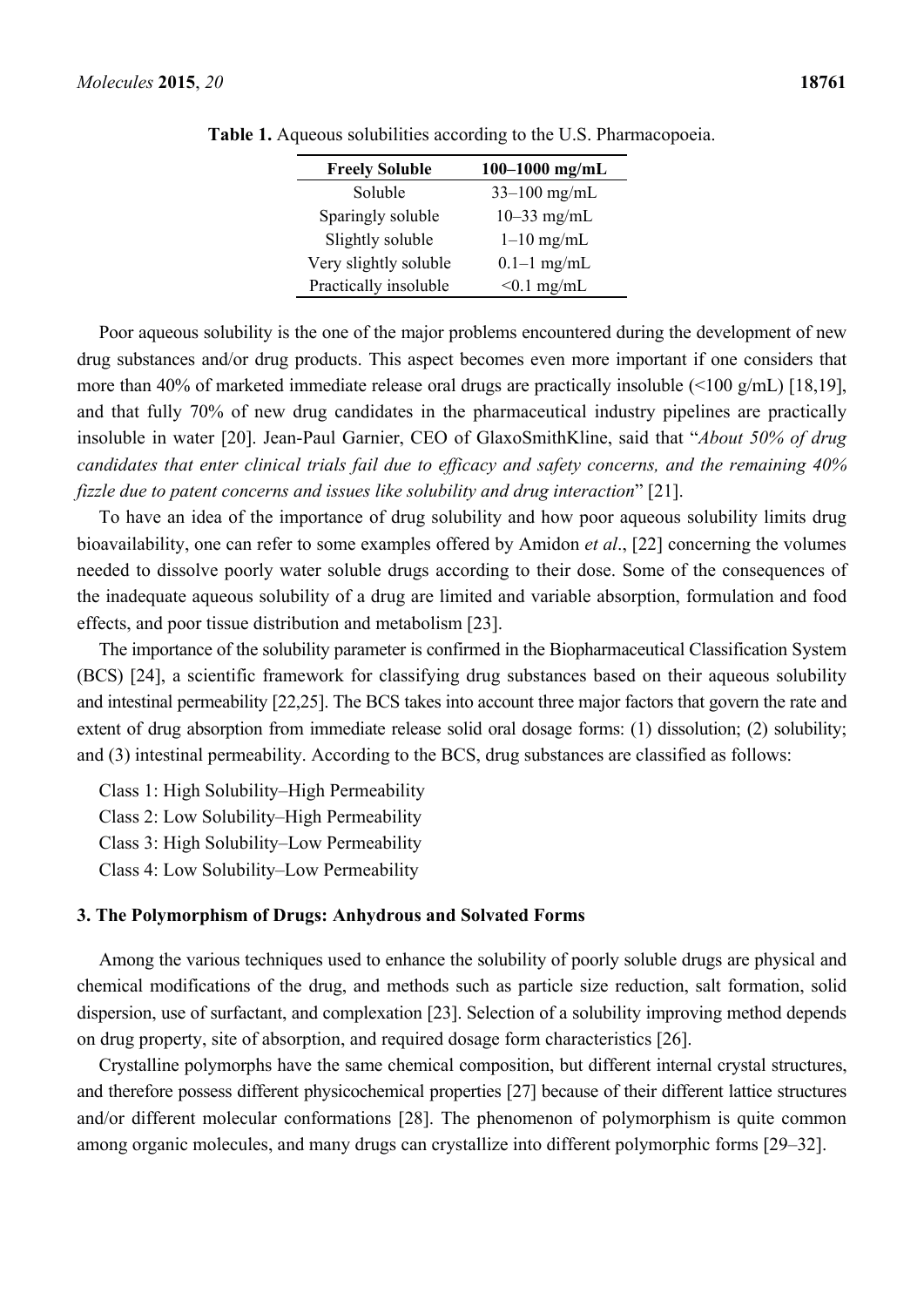**Table 1.** Aqueous solubilities according to the U.S. Pharmacopoeia.

| Freely Soluble | 100–1000 mg/mL |
|---|---|
| Soluble | 33–100 mg/mL |
| Sparingly soluble | 10–33 mg/mL |
| Slightly soluble | 1–10 mg/mL |
| Very slightly soluble | 0.1–1 mg/mL |
| Practically insoluble | <0.1 mg/mL |

Poor aqueous solubility is the one of the major problems encountered during the development of new drug substances and/or drug products. This aspect becomes even more important if one considers that more than 40% of marketed immediate release oral drugs are practically insoluble (<100 g/mL) [18,19], and that fully 70% of new drug candidates in the pharmaceutical industry pipelines are practically insoluble in water [20]. Jean-Paul Garnier, CEO of GlaxoSmithKline, said that "*About 50% of drug candidates that enter clinical trials fail due to efficacy and safety concerns, and the remaining 40% fizzle due to patent concerns and issues like solubility and drug interaction*" [21].

To have an idea of the importance of drug solubility and how poor aqueous solubility limits drug bioavailability, one can refer to some examples offered by Amidon *et al*., [22] concerning the volumes needed to dissolve poorly water soluble drugs according to their dose. Some of the consequences of the inadequate aqueous solubility of a drug are limited and variable absorption, formulation and food effects, and poor tissue distribution and metabolism [23].

The importance of the solubility parameter is confirmed in the Biopharmaceutical Classification System (BCS) [24], a scientific framework for classifying drug substances based on their aqueous solubility and intestinal permeability [22,25]. The BCS takes into account three major factors that govern the rate and extent of drug absorption from immediate release solid oral dosage forms: (1) dissolution; (2) solubility; and (3) intestinal permeability. According to the BCS, drug substances are classified as follows:

Class 1: High Solubility–High Permeability
Class 2: Low Solubility–High Permeability
Class 3: High Solubility–Low Permeability
Class 4: Low Solubility–Low Permeability

## 3. The Polymorphism of Drugs: Anhydrous and Solvated Forms

Among the various techniques used to enhance the solubility of poorly soluble drugs are physical and chemical modifications of the drug, and methods such as particle size reduction, salt formation, solid dispersion, use of surfactant, and complexation [23]. Selection of a solubility improving method depends on drug property, site of absorption, and required dosage form characteristics [26].

Crystalline polymorphs have the same chemical composition, but different internal crystal structures, and therefore possess different physicochemical properties [27] because of their different lattice structures and/or different molecular conformations [28]. The phenomenon of polymorphism is quite common among organic molecules, and many drugs can crystallize into different polymorphic forms [29–32].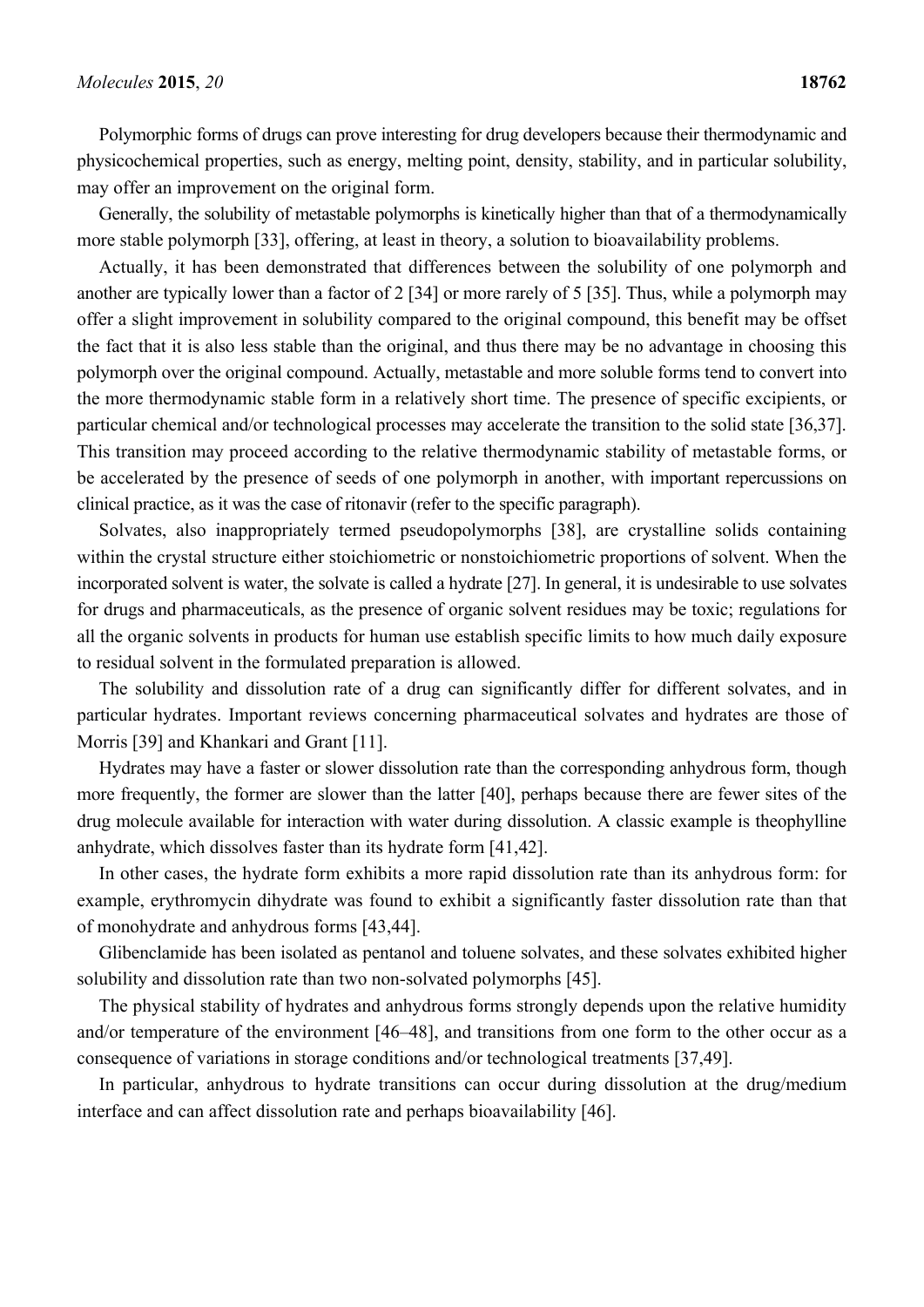Polymorphic forms of drugs can prove interesting for drug developers because their thermodynamic and physicochemical properties, such as energy, melting point, density, stability, and in particular solubility, may offer an improvement on the original form.

Generally, the solubility of metastable polymorphs is kinetically higher than that of a thermodynamically more stable polymorph [33], offering, at least in theory, a solution to bioavailability problems.

Actually, it has been demonstrated that differences between the solubility of one polymorph and another are typically lower than a factor of 2 [34] or more rarely of 5 [35]. Thus, while a polymorph may offer a slight improvement in solubility compared to the original compound, this benefit may be offset the fact that it is also less stable than the original, and thus there may be no advantage in choosing this polymorph over the original compound. Actually, metastable and more soluble forms tend to convert into the more thermodynamic stable form in a relatively short time. The presence of specific excipients, or particular chemical and/or technological processes may accelerate the transition to the solid state [36,37]. This transition may proceed according to the relative thermodynamic stability of metastable forms, or be accelerated by the presence of seeds of one polymorph in another, with important repercussions on clinical practice, as it was the case of ritonavir (refer to the specific paragraph).

Solvates, also inappropriately termed pseudopolymorphs [38], are crystalline solids containing within the crystal structure either stoichiometric or nonstoichiometric proportions of solvent. When the incorporated solvent is water, the solvate is called a hydrate [27]. In general, it is undesirable to use solvates for drugs and pharmaceuticals, as the presence of organic solvent residues may be toxic; regulations for all the organic solvents in products for human use establish specific limits to how much daily exposure to residual solvent in the formulated preparation is allowed.

The solubility and dissolution rate of a drug can significantly differ for different solvates, and in particular hydrates. Important reviews concerning pharmaceutical solvates and hydrates are those of Morris [39] and Khankari and Grant [11].

Hydrates may have a faster or slower dissolution rate than the corresponding anhydrous form, though more frequently, the former are slower than the latter [40], perhaps because there are fewer sites of the drug molecule available for interaction with water during dissolution. A classic example is theophylline anhydrate, which dissolves faster than its hydrate form [41,42].

In other cases, the hydrate form exhibits a more rapid dissolution rate than its anhydrous form: for example, erythromycin dihydrate was found to exhibit a significantly faster dissolution rate than that of monohydrate and anhydrous forms [43,44].

Glibenclamide has been isolated as pentanol and toluene solvates, and these solvates exhibited higher solubility and dissolution rate than two non-solvated polymorphs [45].

The physical stability of hydrates and anhydrous forms strongly depends upon the relative humidity and/or temperature of the environment [46–48], and transitions from one form to the other occur as a consequence of variations in storage conditions and/or technological treatments [37,49].

In particular, anhydrous to hydrate transitions can occur during dissolution at the drug/medium interface and can affect dissolution rate and perhaps bioavailability [46].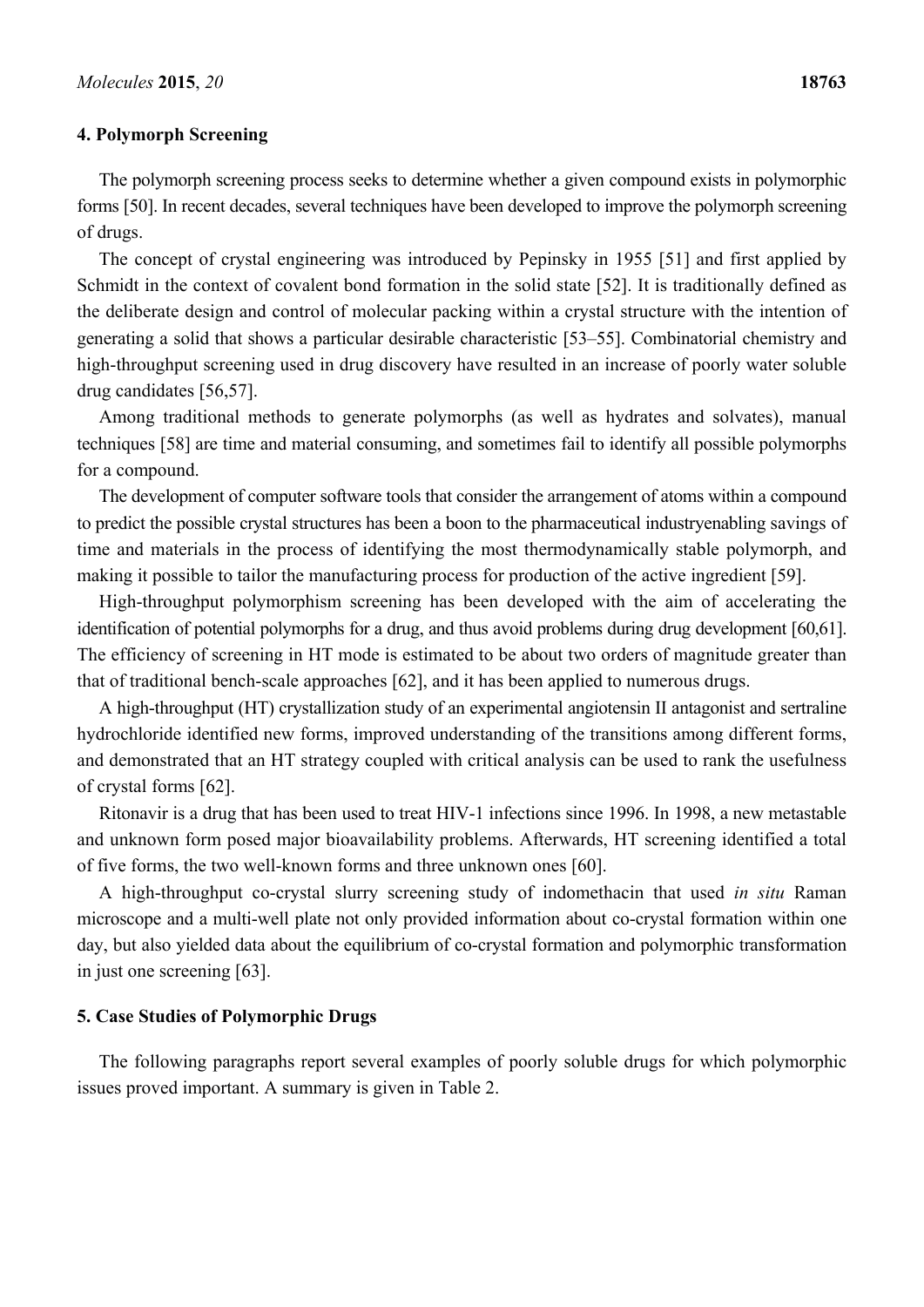## 4. Polymorph Screening

The polymorph screening process seeks to determine whether a given compound exists in polymorphic forms [50]. In recent decades, several techniques have been developed to improve the polymorph screening of drugs.

The concept of crystal engineering was introduced by Pepinsky in 1955 [51] and first applied by Schmidt in the context of covalent bond formation in the solid state [52]. It is traditionally defined as the deliberate design and control of molecular packing within a crystal structure with the intention of generating a solid that shows a particular desirable characteristic [53–55]. Combinatorial chemistry and high-throughput screening used in drug discovery have resulted in an increase of poorly water soluble drug candidates [56,57].

Among traditional methods to generate polymorphs (as well as hydrates and solvates), manual techniques [58] are time and material consuming, and sometimes fail to identify all possible polymorphs for a compound.

The development of computer software tools that consider the arrangement of atoms within a compound to predict the possible crystal structures has been a boon to the pharmaceutical industryenabling savings of time and materials in the process of identifying the most thermodynamically stable polymorph, and making it possible to tailor the manufacturing process for production of the active ingredient [59].

High-throughput polymorphism screening has been developed with the aim of accelerating the identification of potential polymorphs for a drug, and thus avoid problems during drug development [60,61]. The efficiency of screening in HT mode is estimated to be about two orders of magnitude greater than that of traditional bench-scale approaches [62], and it has been applied to numerous drugs.

A high-throughput (HT) crystallization study of an experimental angiotensin II antagonist and sertraline hydrochloride identified new forms, improved understanding of the transitions among different forms, and demonstrated that an HT strategy coupled with critical analysis can be used to rank the usefulness of crystal forms [62].

Ritonavir is a drug that has been used to treat HIV-1 infections since 1996. In 1998, a new metastable and unknown form posed major bioavailability problems. Afterwards, HT screening identified a total of five forms, the two well-known forms and three unknown ones [60].

A high-throughput co-crystal slurry screening study of indomethacin that used *in situ* Raman microscope and a multi-well plate not only provided information about co-crystal formation within one day, but also yielded data about the equilibrium of co-crystal formation and polymorphic transformation in just one screening [63].

## 5. Case Studies of Polymorphic Drugs

The following paragraphs report several examples of poorly soluble drugs for which polymorphic issues proved important. A summary is given in Table 2.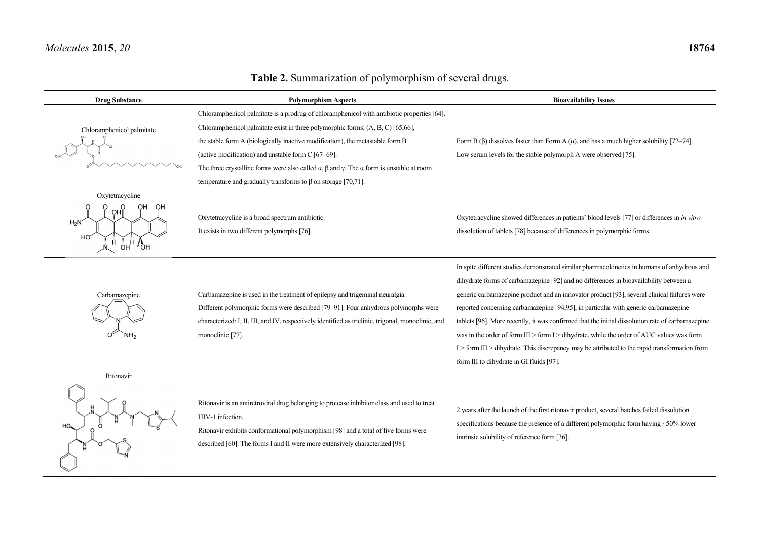**Table 2.** Summarization of polymorphism of several drugs.

| Drug Substance | Polymorphism Aspects | Bioavailability Issues |
|---|---|---|
| Chloramphenicol palmitate | Chloramphenicol palmitate is a prodrug of chloramphenicol with antibiotic properties [64]. Chloramphenicol palmitate exist in three polymorphic forms: (A, B, C) [65,66], the stable form A (biologically inactive modification), the metastable form B (active modification) and unstable form C [67–69]. The three crystalline forms were also called α, β and γ. The α form is unstable at room temperature and gradually transforms to β on storage [70,71]. | Form B (β) dissolves faster than Form A (α), and has a much higher solubility [72–74]. Low serum levels for the stable polymorph A were observed [75]. |
| Oxytetracycline | Oxytetracycline is a broad spectrum antibiotic. It exists in two different polymorphs [76]. | Oxytetracycline showed differences in patients' blood levels [77] or differences in *in vitro* dissolution of tablets [78] because of differences in polymorphic forms. |
| Carbamazepine | Carbamazepine is used in the treatment of epilepsy and trigeminal neuralgia. Different polymorphic forms were described [79–91]. Four anhydrous polymorphs were characterized: I, II, III, and IV, respectively identified as triclinic, trigonal, monoclinic, and monoclinic [77]. | In spite different studies demonstrated similar pharmacokinetics in humans of anhydrous and dihydrate forms of carbamazepine [92] and no differences in bioavailability between a generic carbamazepine product and an innovator product [93], several clinical failures were reported concerning carbamazepine [94,95], in particular with generic carbamazepine tablets [96]. More recently, it was confirmed that the initial dissolution rate of carbamazepine was in the order of form III > form I > dihydrate, while the order of AUC values was form I > form III > dihydrate. This discrepancy may be attributed to the rapid transformation from form III to dihydrate in GI fluids [97]. |
| Ritonavir | Ritonavir is an antiretroviral drug belonging to protease inhibitor class and used to treat HIV-1 infection. Ritonavir exhibits conformational polymorphism [98] and a total of five forms were described [60]. The forms I and II were more extensively characterized [98]. | 2 years after the launch of the first ritonavir product, several batches failed dissolution specifications because the presence of a different polymorphic form having ~50% lower intrinsic solubility of reference form [36]. |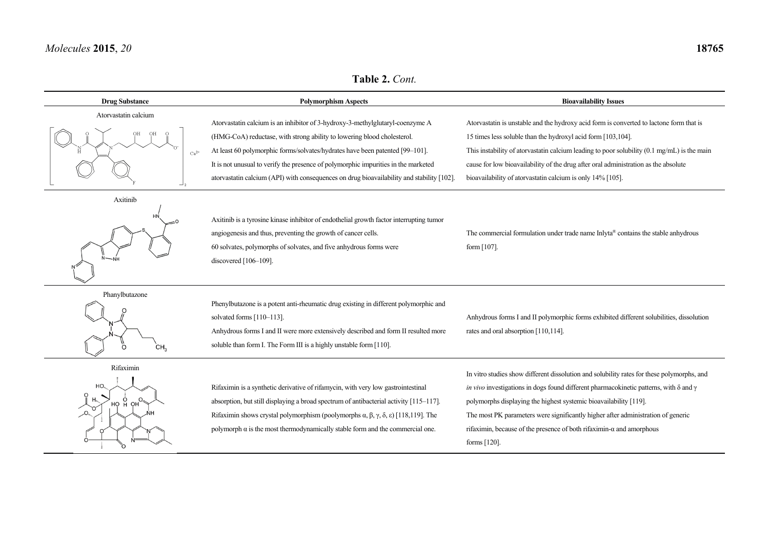**Table 2.** *Cont.*

| Drug Substance | Polymorphism Aspects | Bioavailability Issues |
|---|---|---|
| Atorvastatin calcium | Atorvastatin calcium is an inhibitor of 3-hydroxy-3-methylglutaryl-coenzyme A (HMG-CoA) reductase, with strong ability to lowering blood cholesterol. At least 60 polymorphic forms/solvates/hydrates have been patented [99–101]. It is not unusual to verify the presence of polymorphic impurities in the marketed atorvastatin calcium (API) with consequences on drug bioavailability and stability [102]. | Atorvastatin is unstable and the hydroxy acid form is converted to lactone form that is 15 times less soluble than the hydroxyl acid form [103,104]. This instability of atorvastatin calcium leading to poor solubility (0.1 mg/mL) is the main cause for low bioavailability of the drug after oral administration as the absolute bioavailability of atorvastatin calcium is only 14% [105]. |
| Axitinib | Axitinib is a tyrosine kinase inhibitor of endothelial growth factor interrupting tumor angiogenesis and thus, preventing the growth of cancer cells. 60 solvates, polymorphs of solvates, and five anhydrous forms were discovered [106–109]. | The commercial formulation under trade name Inlyta® contains the stable anhydrous form [107]. |
| Phanylbutazone | Phenylbutazone is a potent anti-rheumatic drug existing in different polymorphic and solvated forms [110–113]. Anhydrous forms I and II were more extensively described and form II resulted more soluble than form I. The Form III is a highly unstable form [110]. | Anhydrous forms I and II polymorphic forms exhibited different solubilities, dissolution rates and oral absorption [110,114]. |
| Rifaximin | Rifaximin is a synthetic derivative of rifamycin, with very low gastrointestinal absorption, but still displaying a broad spectrum of antibacterial activity [115–117]. Rifaximin shows crystal polymorphism (poolymorphs α, β, γ, δ, ε) [118,119]. The polymorph α is the most thermodynamically stable form and the commercial one. | In vitro studies show different dissolution and solubility rates for these polymorphs, and *in vivo* investigations in dogs found different pharmacokinetic patterns, with δ and γ polymorphs displaying the highest systemic bioavailability [119]. The most PK parameters were significantly higher after administration of generic rifaximin, because of the presence of both rifaximin-α and amorphous forms [120]. |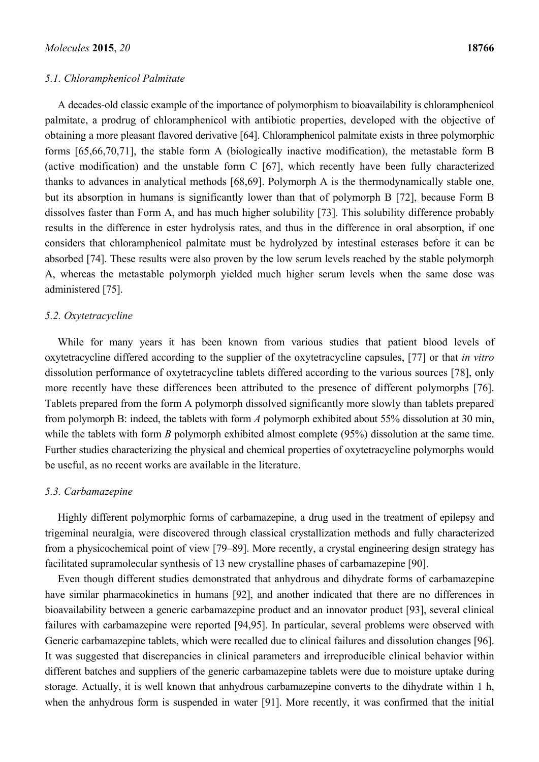### *5.1. Chloramphenicol Palmitate*

A decades-old classic example of the importance of polymorphism to bioavailability is chloramphenicol palmitate, a prodrug of chloramphenicol with antibiotic properties, developed with the objective of obtaining a more pleasant flavored derivative [64]. Chloramphenicol palmitate exists in three polymorphic forms [65,66,70,71], the stable form A (biologically inactive modification), the metastable form B (active modification) and the unstable form C [67], which recently have been fully characterized thanks to advances in analytical methods [68,69]. Polymorph A is the thermodynamically stable one, but its absorption in humans is significantly lower than that of polymorph B [72], because Form B dissolves faster than Form A, and has much higher solubility [73]. This solubility difference probably results in the difference in ester hydrolysis rates, and thus in the difference in oral absorption, if one considers that chloramphenicol palmitate must be hydrolyzed by intestinal esterases before it can be absorbed [74]. These results were also proven by the low serum levels reached by the stable polymorph A, whereas the metastable polymorph yielded much higher serum levels when the same dose was administered [75].

### *5.2. Oxytetracycline*

While for many years it has been known from various studies that patient blood levels of oxytetracycline differed according to the supplier of the oxytetracycline capsules, [77] or that *in vitro* dissolution performance of oxytetracycline tablets differed according to the various sources [78], only more recently have these differences been attributed to the presence of different polymorphs [76]. Tablets prepared from the form A polymorph dissolved significantly more slowly than tablets prepared from polymorph B: indeed, the tablets with form *A* polymorph exhibited about 55% dissolution at 30 min, while the tablets with form *B* polymorph exhibited almost complete (95%) dissolution at the same time. Further studies characterizing the physical and chemical properties of oxytetracycline polymorphs would be useful, as no recent works are available in the literature.

### *5.3. Carbamazepine*

Highly different polymorphic forms of carbamazepine, a drug used in the treatment of epilepsy and trigeminal neuralgia, were discovered through classical crystallization methods and fully characterized from a physicochemical point of view [79–89]. More recently, a crystal engineering design strategy has facilitated supramolecular synthesis of 13 new crystalline phases of carbamazepine [90].

Even though different studies demonstrated that anhydrous and dihydrate forms of carbamazepine have similar pharmacokinetics in humans [92], and another indicated that there are no differences in bioavailability between a generic carbamazepine product and an innovator product [93], several clinical failures with carbamazepine were reported [94,95]. In particular, several problems were observed with Generic carbamazepine tablets, which were recalled due to clinical failures and dissolution changes [96]. It was suggested that discrepancies in clinical parameters and irreproducible clinical behavior within different batches and suppliers of the generic carbamazepine tablets were due to moisture uptake during storage. Actually, it is well known that anhydrous carbamazepine converts to the dihydrate within 1 h, when the anhydrous form is suspended in water [91]. More recently, it was confirmed that the initial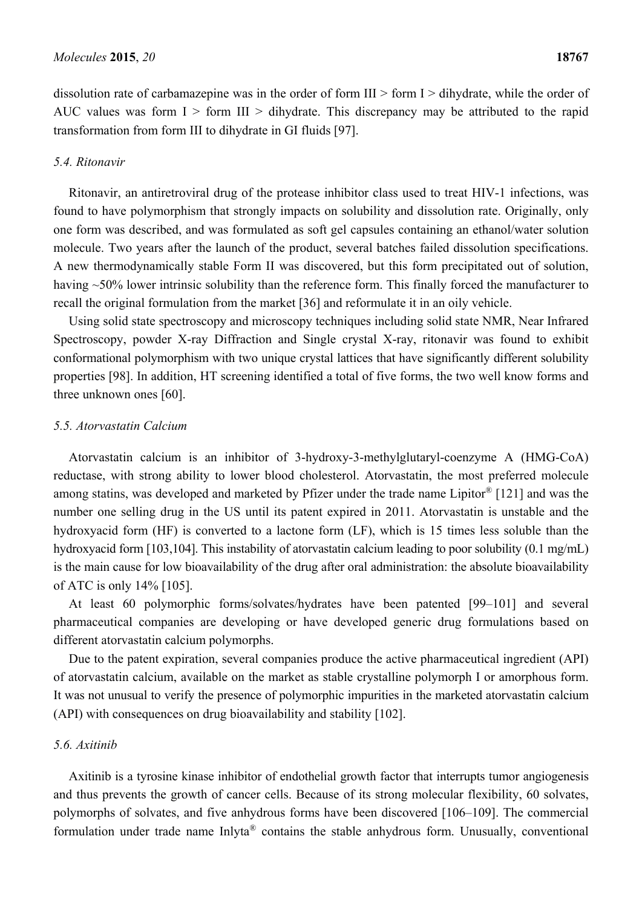dissolution rate of carbamazepine was in the order of form III > form I > dihydrate, while the order of AUC values was form I > form III > dihydrate. This discrepancy may be attributed to the rapid transformation from form III to dihydrate in GI fluids [97].

### 5.4. Ritonavir

Ritonavir, an antiretroviral drug of the protease inhibitor class used to treat HIV-1 infections, was found to have polymorphism that strongly impacts on solubility and dissolution rate. Originally, only one form was described, and was formulated as soft gel capsules containing an ethanol/water solution molecule. Two years after the launch of the product, several batches failed dissolution specifications. A new thermodynamically stable Form II was discovered, but this form precipitated out of solution, having ~50% lower intrinsic solubility than the reference form. This finally forced the manufacturer to recall the original formulation from the market [36] and reformulate it in an oily vehicle.

Using solid state spectroscopy and microscopy techniques including solid state NMR, Near Infrared Spectroscopy, powder X-ray Diffraction and Single crystal X-ray, ritonavir was found to exhibit conformational polymorphism with two unique crystal lattices that have significantly different solubility properties [98]. In addition, HT screening identified a total of five forms, the two well know forms and three unknown ones [60].

### 5.5. Atorvastatin Calcium

Atorvastatin calcium is an inhibitor of 3-hydroxy-3-methylglutaryl-coenzyme A (HMG-CoA) reductase, with strong ability to lower blood cholesterol. Atorvastatin, the most preferred molecule among statins, was developed and marketed by Pfizer under the trade name Lipitor® [121] and was the number one selling drug in the US until its patent expired in 2011. Atorvastatin is unstable and the hydroxyacid form (HF) is converted to a lactone form (LF), which is 15 times less soluble than the hydroxyacid form [103,104]. This instability of atorvastatin calcium leading to poor solubility (0.1 mg/mL) is the main cause for low bioavailability of the drug after oral administration: the absolute bioavailability of ATC is only 14% [105].

At least 60 polymorphic forms/solvates/hydrates have been patented [99–101] and several pharmaceutical companies are developing or have developed generic drug formulations based on different atorvastatin calcium polymorphs.

Due to the patent expiration, several companies produce the active pharmaceutical ingredient (API) of atorvastatin calcium, available on the market as stable crystalline polymorph I or amorphous form. It was not unusual to verify the presence of polymorphic impurities in the marketed atorvastatin calcium (API) with consequences on drug bioavailability and stability [102].

### 5.6. Axitinib

Axitinib is a tyrosine kinase inhibitor of endothelial growth factor that interrupts tumor angiogenesis and thus prevents the growth of cancer cells. Because of its strong molecular flexibility, 60 solvates, polymorphs of solvates, and five anhydrous forms have been discovered [106–109]. The commercial formulation under trade name Inlyta® contains the stable anhydrous form. Unusually, conventional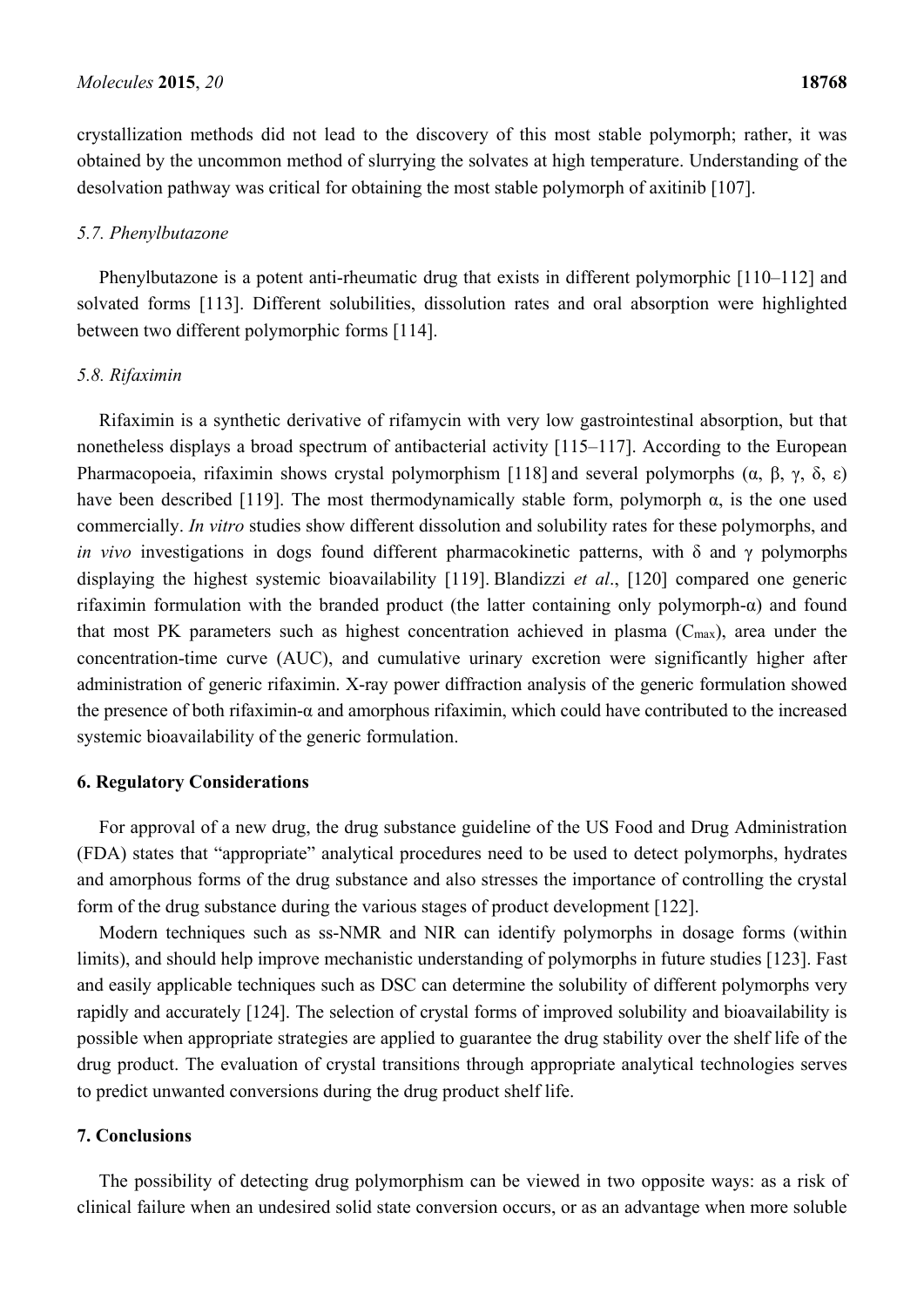crystallization methods did not lead to the discovery of this most stable polymorph; rather, it was obtained by the uncommon method of slurrying the solvates at high temperature. Understanding of the desolvation pathway was critical for obtaining the most stable polymorph of axitinib [107].

### 5.7. Phenylbutazone

Phenylbutazone is a potent anti-rheumatic drug that exists in different polymorphic [110–112] and solvated forms [113]. Different solubilities, dissolution rates and oral absorption were highlighted between two different polymorphic forms [114].

### 5.8. Rifaximin

Rifaximin is a synthetic derivative of rifamycin with very low gastrointestinal absorption, but that nonetheless displays a broad spectrum of antibacterial activity [115–117]. According to the European Pharmacopoeia, rifaximin shows crystal polymorphism [118] and several polymorphs (α, β, γ, δ, ε) have been described [119]. The most thermodynamically stable form, polymorph α, is the one used commercially. *In vitro* studies show different dissolution and solubility rates for these polymorphs, and *in vivo* investigations in dogs found different pharmacokinetic patterns, with δ and γ polymorphs displaying the highest systemic bioavailability [119]. Blandizzi *et al*., [120] compared one generic rifaximin formulation with the branded product (the latter containing only polymorph-α) and found that most PK parameters such as highest concentration achieved in plasma ($C_{max}$), area under the concentration-time curve (AUC), and cumulative urinary excretion were significantly higher after administration of generic rifaximin. X-ray power diffraction analysis of the generic formulation showed the presence of both rifaximin-α and amorphous rifaximin, which could have contributed to the increased systemic bioavailability of the generic formulation.

## 6. Regulatory Considerations

For approval of a new drug, the drug substance guideline of the US Food and Drug Administration (FDA) states that "appropriate" analytical procedures need to be used to detect polymorphs, hydrates and amorphous forms of the drug substance and also stresses the importance of controlling the crystal form of the drug substance during the various stages of product development [122].

Modern techniques such as ss-NMR and NIR can identify polymorphs in dosage forms (within limits), and should help improve mechanistic understanding of polymorphs in future studies [123]. Fast and easily applicable techniques such as DSC can determine the solubility of different polymorphs very rapidly and accurately [124]. The selection of crystal forms of improved solubility and bioavailability is possible when appropriate strategies are applied to guarantee the drug stability over the shelf life of the drug product. The evaluation of crystal transitions through appropriate analytical technologies serves to predict unwanted conversions during the drug product shelf life.

## 7. Conclusions

The possibility of detecting drug polymorphism can be viewed in two opposite ways: as a risk of clinical failure when an undesired solid state conversion occurs, or as an advantage when more soluble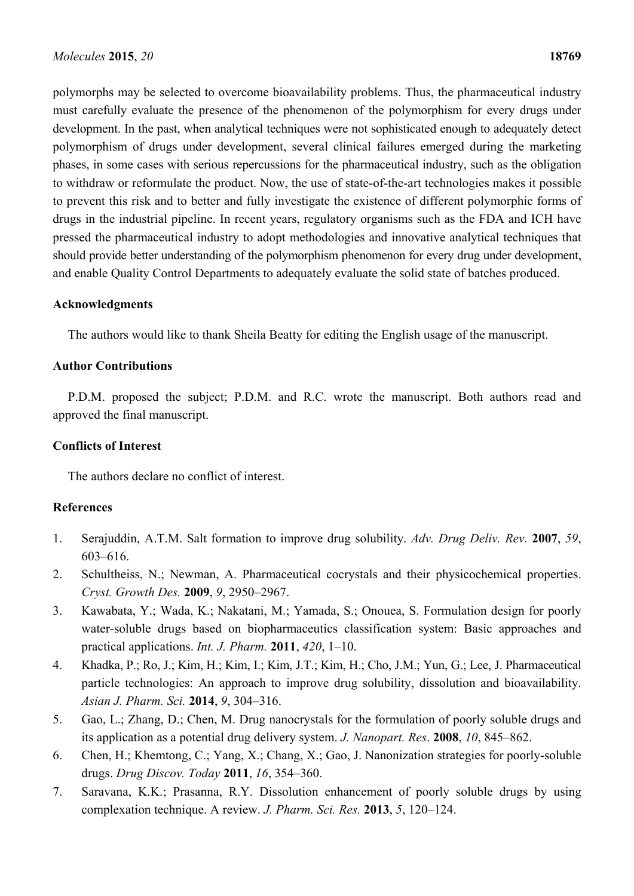polymorphs may be selected to overcome bioavailability problems. Thus, the pharmaceutical industry must carefully evaluate the presence of the phenomenon of the polymorphism for every drugs under development. In the past, when analytical techniques were not sophisticated enough to adequately detect polymorphism of drugs under development, several clinical failures emerged during the marketing phases, in some cases with serious repercussions for the pharmaceutical industry, such as the obligation to withdraw or reformulate the product. Now, the use of state-of-the-art technologies makes it possible to prevent this risk and to better and fully investigate the existence of different polymorphic forms of drugs in the industrial pipeline. In recent years, regulatory organisms such as the FDA and ICH have pressed the pharmaceutical industry to adopt methodologies and innovative analytical techniques that should provide better understanding of the polymorphism phenomenon for every drug under development, and enable Quality Control Departments to adequately evaluate the solid state of batches produced.

## Acknowledgments

The authors would like to thank Sheila Beatty for editing the English usage of the manuscript.

## Author Contributions

P.D.M. proposed the subject; P.D.M. and R.C. wrote the manuscript. Both authors read and approved the final manuscript.

## Conflicts of Interest

The authors declare no conflict of interest.

## References

1. Serajuddin, A.T.M. Salt formation to improve drug solubility. *Adv. Drug Deliv. Rev.* **2007**, *59*, 603–616.
2. Schultheiss, N.; Newman, A. Pharmaceutical cocrystals and their physicochemical properties. *Cryst. Growth Des.* **2009**, *9*, 2950–2967.
3. Kawabata, Y.; Wada, K.; Nakatani, M.; Yamada, S.; Onouea, S. Formulation design for poorly water-soluble drugs based on biopharmaceutics classification system: Basic approaches and practical applications. *Int. J. Pharm.* **2011**, *420*, 1–10.
4. Khadka, P.; Ro, J.; Kim, H.; Kim, I.; Kim, J.T.; Kim, H.; Cho, J.M.; Yun, G.; Lee, J. Pharmaceutical particle technologies: An approach to improve drug solubility, dissolution and bioavailability. *Asian J. Pharm. Sci.* **2014**, *9*, 304–316.
5. Gao, L.; Zhang, D.; Chen, M. Drug nanocrystals for the formulation of poorly soluble drugs and its application as a potential drug delivery system. *J. Nanopart. Res*. **2008**, *10*, 845–862.
6. Chen, H.; Khemtong, C.; Yang, X.; Chang, X.; Gao, J. Nanonization strategies for poorly-soluble drugs. *Drug Discov. Today* **2011**, *16*, 354–360.
7. Saravana, K.K.; Prasanna, R.Y. Dissolution enhancement of poorly soluble drugs by using complexation technique. A review. *J. Pharm. Sci. Res.* **2013**, *5*, 120–124.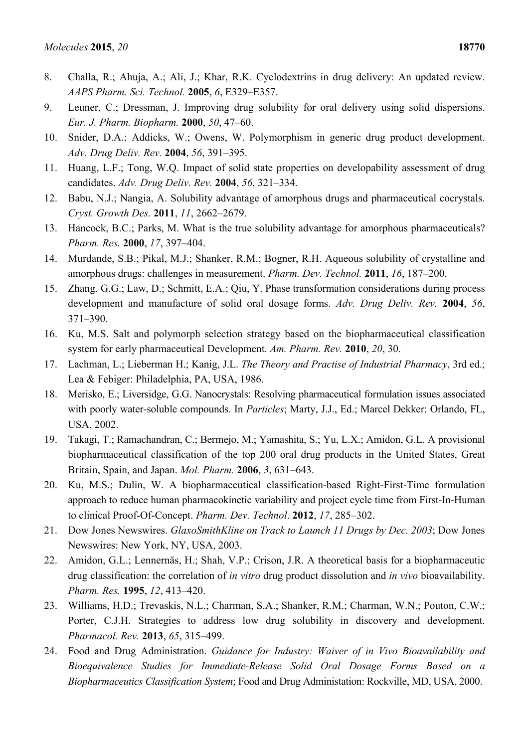8. Challa, R.; Ahuja, A.; Ali, J.; Khar, R.K. Cyclodextrins in drug delivery: An updated review. *AAPS Pharm. Sci. Technol.* **2005**, *6*, E329–E357.
9. Leuner, C.; Dressman, J. Improving drug solubility for oral delivery using solid dispersions. *Eur. J. Pharm. Biopharm.* **2000**, *50*, 47–60.
10. Snider, D.A.; Addicks, W.; Owens, W. Polymorphism in generic drug product development. *Adv. Drug Deliv. Rev.* **2004**, *56*, 391–395.
11. Huang, L.F.; Tong, W.Q. Impact of solid state properties on developability assessment of drug candidates. *Adv. Drug Deliv. Rev.* **2004**, *56*, 321–334.
12. Babu, N.J.; Nangia, A. Solubility advantage of amorphous drugs and pharmaceutical cocrystals. *Cryst. Growth Des.* **2011**, *11*, 2662–2679.
13. Hancock, B.C.; Parks, M. What is the true solubility advantage for amorphous pharmaceuticals? *Pharm. Res.* **2000**, *17*, 397–404.
14. Murdande, S.B.; Pikal, M.J.; Shanker, R.M.; Bogner, R.H. Aqueous solubility of crystalline and amorphous drugs: challenges in measurement. *Pharm. Dev. Technol.* **2011**, *16*, 187–200.
15. Zhang, G.G.; Law, D.; Schmitt, E.A.; Qiu, Y. Phase transformation considerations during process development and manufacture of solid oral dosage forms. *Adv. Drug Deliv. Rev.* **2004**, *56*, 371–390.
16. Ku, M.S. Salt and polymorph selection strategy based on the biopharmaceutical classification system for early pharmaceutical Development. *Am. Pharm. Rev.* **2010**, *20*, 30.
17. Lachman, L.; Lieberman H.; Kanig, J.L. *The Theory and Practise of Industrial Pharmacy*, 3rd ed.; Lea & Febiger: Philadelphia, PA, USA, 1986.
18. Merisko, E.; Liversidge, G.G. Nanocrystals: Resolving pharmaceutical formulation issues associated with poorly water-soluble compounds. In *Particles*; Marty, J.J., Ed.; Marcel Dekker: Orlando, FL, USA, 2002.
19. Takagi, T.; Ramachandran, C.; Bermejo, M.; Yamashita, S.; Yu, L.X.; Amidon, G.L. A provisional biopharmaceutical classification of the top 200 oral drug products in the United States, Great Britain, Spain, and Japan. *Mol. Pharm.* **2006**, *3*, 631–643.
20. Ku, M.S.; Dulin, W. A biopharmaceutical classification-based Right-First-Time formulation approach to reduce human pharmacokinetic variability and project cycle time from First-In-Human to clinical Proof-Of-Concept. *Pharm. Dev. Technol*. **2012**, *17*, 285–302.
21. Dow Jones Newswires. *GlaxoSmithKline on Track to Launch 11 Drugs by Dec. 2003*; Dow Jones Newswires: New York, NY, USA, 2003.
22. Amidon, G.L.; Lennernäs, H.; Shah, V.P.; Crison, J.R. A theoretical basis for a biopharmaceutic drug classification: the correlation of *in vitro* drug product dissolution and *in vivo* bioavailability. *Pharm. Res.* **1995**, *12*, 413–420.
23. Williams, H.D.; Trevaskis, N.L.; Charman, S.A.; Shanker, R.M.; Charman, W.N.; Pouton, C.W.; Porter, C.J.H. Strategies to address low drug solubility in discovery and development. *Pharmacol. Rev.* **2013**, *65*, 315–499.
24. Food and Drug Administration. *Guidance for Industry: Waiver of in Vivo Bioavailability and Bioequivalence Studies for Immediate-Release Solid Oral Dosage Forms Based on a Biopharmaceutics Classification System*; Food and Drug Administation: Rockville, MD, USA, 2000.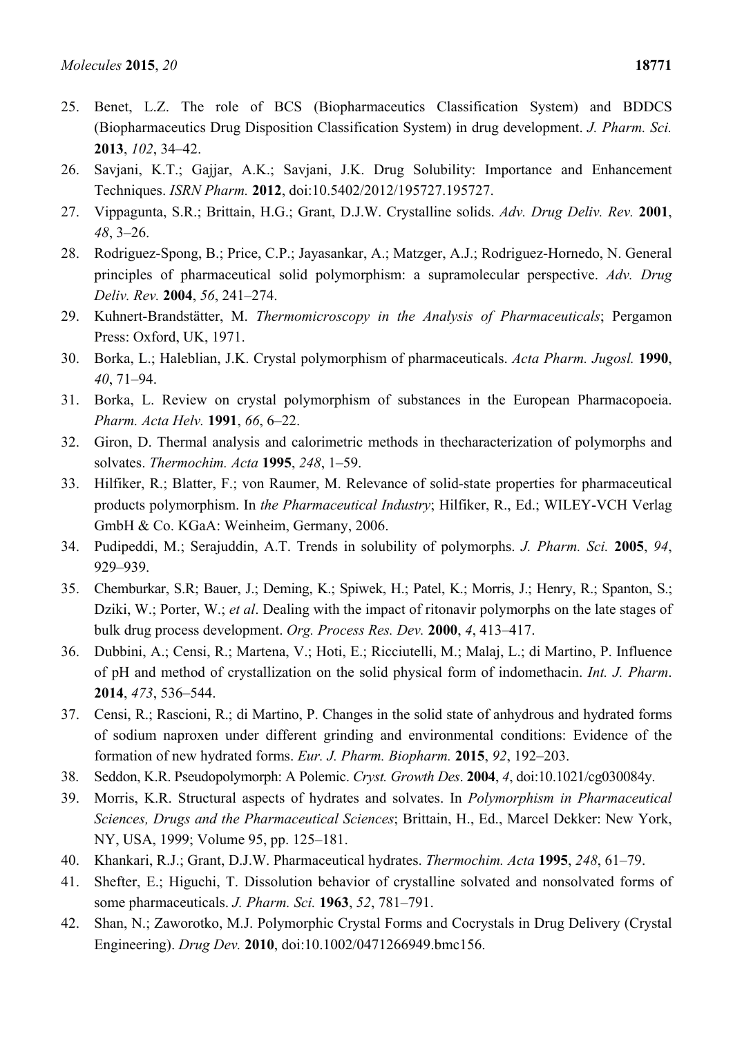25. Benet, L.Z. The role of BCS (Biopharmaceutics Classification System) and BDDCS (Biopharmaceutics Drug Disposition Classification System) in drug development. *J. Pharm. Sci.* **2013**, *102*, 34–42.
26. Savjani, K.T.; Gajjar, A.K.; Savjani, J.K. Drug Solubility: Importance and Enhancement Techniques. *ISRN Pharm.* **2012**, doi:10.5402/2012/195727.195727.
27. Vippagunta, S.R.; Brittain, H.G.; Grant, D.J.W. Crystalline solids. *Adv. Drug Deliv. Rev.* **2001**, *48*, 3–26.
28. Rodriguez-Spong, B.; Price, C.P.; Jayasankar, A.; Matzger, A.J.; Rodriguez-Hornedo, N. General principles of pharmaceutical solid polymorphism: a supramolecular perspective. *Adv. Drug Deliv. Rev.* **2004**, *56*, 241–274.
29. Kuhnert-Brandstätter, M. *Thermomicroscopy in the Analysis of Pharmaceuticals*; Pergamon Press: Oxford, UK, 1971.
30. Borka, L.; Haleblian, J.K. Crystal polymorphism of pharmaceuticals. *Acta Pharm. Jugosl.* **1990**, *40*, 71–94.
31. Borka, L. Review on crystal polymorphism of substances in the European Pharmacopoeia. *Pharm. Acta Helv.* **1991**, *66*, 6–22.
32. Giron, D. Thermal analysis and calorimetric methods in thecharacterization of polymorphs and solvates. *Thermochim. Acta* **1995**, *248*, 1–59.
33. Hilfiker, R.; Blatter, F.; von Raumer, M. Relevance of solid-state properties for pharmaceutical products polymorphism. In *the Pharmaceutical Industry*; Hilfiker, R., Ed.; WILEY-VCH Verlag GmbH & Co. KGaA: Weinheim, Germany, 2006.
34. Pudipeddi, M.; Serajuddin, A.T. Trends in solubility of polymorphs. *J. Pharm. Sci.* **2005**, *94*, 929–939.
35. Chemburkar, S.R; Bauer, J.; Deming, K.; Spiwek, H.; Patel, K.; Morris, J.; Henry, R.; Spanton, S.; Dziki, W.; Porter, W.; *et al*. Dealing with the impact of ritonavir polymorphs on the late stages of bulk drug process development. *Org. Process Res. Dev.* **2000**, *4*, 413–417.
36. Dubbini, A.; Censi, R.; Martena, V.; Hoti, E.; Ricciutelli, M.; Malaj, L.; di Martino, P. Influence of pH and method of crystallization on the solid physical form of indomethacin. *Int. J. Pharm*. **2014**, *473*, 536–544.
37. Censi, R.; Rascioni, R.; di Martino, P. Changes in the solid state of anhydrous and hydrated forms of sodium naproxen under different grinding and environmental conditions: Evidence of the formation of new hydrated forms. *Eur. J. Pharm. Biopharm.* **2015**, *92*, 192–203.
38. Seddon, K.R. Pseudopolymorph: A Polemic. *Cryst. Growth Des*. **2004**, *4*, doi:10.1021/cg030084y.
39. Morris, K.R. Structural aspects of hydrates and solvates. In *Polymorphism in Pharmaceutical Sciences, Drugs and the Pharmaceutical Sciences*; Brittain, H., Ed., Marcel Dekker: New York, NY, USA, 1999; Volume 95, pp. 125–181.
40. Khankari, R.J.; Grant, D.J.W. Pharmaceutical hydrates. *Thermochim. Acta* **1995**, *248*, 61–79.
41. Shefter, E.; Higuchi, T. Dissolution behavior of crystalline solvated and nonsolvated forms of some pharmaceuticals. *J. Pharm. Sci.* **1963**, *52*, 781–791.
42. Shan, N.; Zaworotko, M.J. Polymorphic Crystal Forms and Cocrystals in Drug Delivery (Crystal Engineering). *Drug Dev.* **2010**, doi:10.1002/0471266949.bmc156.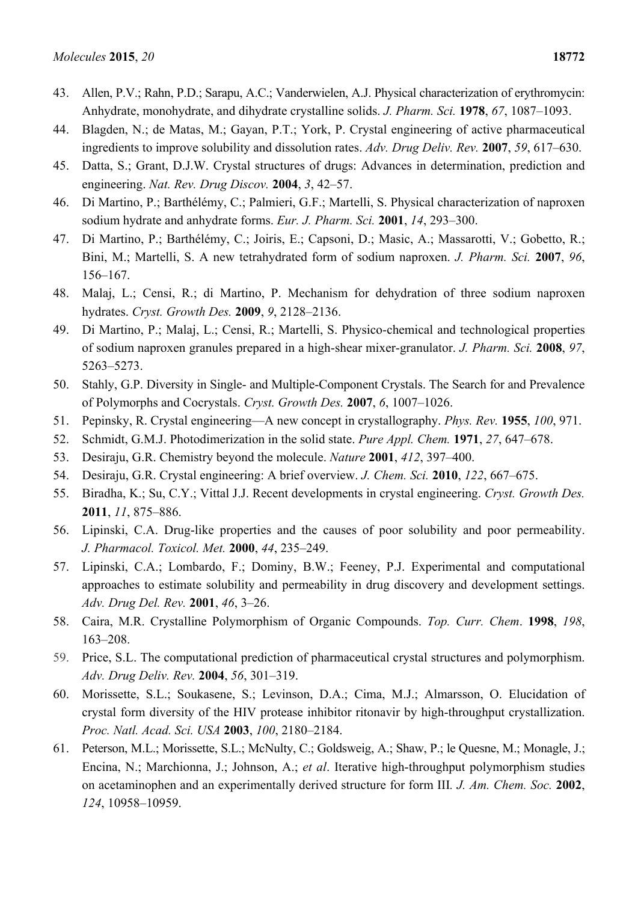43. Allen, P.V.; Rahn, P.D.; Sarapu, A.C.; Vanderwielen, A.J. Physical characterization of erythromycin: Anhydrate, monohydrate, and dihydrate crystalline solids. *J. Pharm. Sci.* **1978**, *67*, 1087–1093.
44. Blagden, N.; de Matas, M.; Gayan, P.T.; York, P. Crystal engineering of active pharmaceutical ingredients to improve solubility and dissolution rates. *Adv. Drug Deliv. Rev.* **2007**, *59*, 617–630.
45. Datta, S.; Grant, D.J.W. Crystal structures of drugs: Advances in determination, prediction and engineering. *Nat. Rev. Drug Discov.* **2004**, *3*, 42–57.
46. Di Martino, P.; Barthélémy, C.; Palmieri, G.F.; Martelli, S. Physical characterization of naproxen sodium hydrate and anhydrate forms. *Eur. J. Pharm. Sci.* **2001**, *14*, 293–300.
47. Di Martino, P.; Barthélémy, C.; Joiris, E.; Capsoni, D.; Masic, A.; Massarotti, V.; Gobetto, R.; Bini, M.; Martelli, S. A new tetrahydrated form of sodium naproxen. *J. Pharm. Sci.* **2007**, *96*, 156–167.
48. Malaj, L.; Censi, R.; di Martino, P. Mechanism for dehydration of three sodium naproxen hydrates. *Cryst. Growth Des.* **2009**, *9*, 2128–2136.
49. Di Martino, P.; Malaj, L.; Censi, R.; Martelli, S. Physico-chemical and technological properties of sodium naproxen granules prepared in a high-shear mixer-granulator. *J. Pharm. Sci.* **2008**, *97*, 5263–5273.
50. Stahly, G.P. Diversity in Single- and Multiple-Component Crystals. The Search for and Prevalence of Polymorphs and Cocrystals. *Cryst. Growth Des.* **2007**, *6*, 1007–1026.
51. Pepinsky, R. Crystal engineering—A new concept in crystallography. *Phys. Rev.* **1955**, *100*, 971.
52. Schmidt, G.M.J. Photodimerization in the solid state. *Pure Appl. Chem.* **1971**, *27*, 647–678.
53. Desiraju, G.R. Chemistry beyond the molecule. *Nature* **2001**, *412*, 397–400.
54. Desiraju, G.R. Crystal engineering: A brief overview. *J. Chem. Sci.* **2010**, *122*, 667–675.
55. Biradha, K.; Su, C.Y.; Vittal J.J. Recent developments in crystal engineering. *Cryst. Growth Des.* **2011**, *11*, 875–886.
56. Lipinski, C.A. Drug-like properties and the causes of poor solubility and poor permeability. *J. Pharmacol. Toxicol. Met.* **2000**, *44*, 235–249.
57. Lipinski, C.A.; Lombardo, F.; Dominy, B.W.; Feeney, P.J. Experimental and computational approaches to estimate solubility and permeability in drug discovery and development settings. *Adv. Drug Del. Rev.* **2001**, *46*, 3–26.
58. Caira, M.R. Crystalline Polymorphism of Organic Compounds. *Top. Curr. Chem*. **1998**, *198*, 163–208.
59. Price, S.L. The computational prediction of pharmaceutical crystal structures and polymorphism. *Adv. Drug Deliv. Rev.* **2004**, *56*, 301–319.
60. Morissette, S.L.; Soukasene, S.; Levinson, D.A.; Cima, M.J.; Almarsson, O. Elucidation of crystal form diversity of the HIV protease inhibitor ritonavir by high-throughput crystallization. *Proc. Natl. Acad. Sci. USA* **2003**, *100*, 2180–2184.
61. Peterson, M.L.; Morissette, S.L.; McNulty, C.; Goldsweig, A.; Shaw, P.; le Quesne, M.; Monagle, J.; Encina, N.; Marchionna, J.; Johnson, A.; *et al*. Iterative high-throughput polymorphism studies on acetaminophen and an experimentally derived structure for form III*. J. Am. Chem. Soc.* **2002**, *124*, 10958–10959.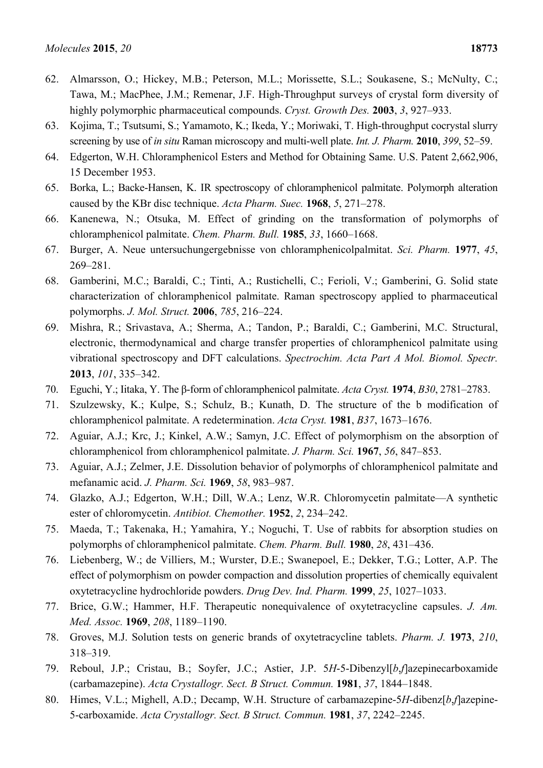62. Almarsson, O.; Hickey, M.B.; Peterson, M.L.; Morissette, S.L.; Soukasene, S.; McNulty, C.; Tawa, M.; MacPhee, J.M.; Remenar, J.F. High-Throughput surveys of crystal form diversity of highly polymorphic pharmaceutical compounds. *Cryst. Growth Des.* **2003**, *3*, 927–933.
63. Kojima, T.; Tsutsumi, S.; Yamamoto, K.; Ikeda, Y.; Moriwaki, T. High-throughput cocrystal slurry screening by use of *in situ* Raman microscopy and multi-well plate. *Int. J. Pharm.* **2010**, *399*, 52–59.
64. Edgerton, W.H. Chloramphenicol Esters and Method for Obtaining Same. U.S. Patent 2,662,906, 15 December 1953.
65. Borka, L.; Backe-Hansen, K. IR spectroscopy of chloramphenicol palmitate. Polymorph alteration caused by the KBr disc technique. *Acta Pharm. Suec.* **1968**, *5*, 271–278.
66. Kanenewa, N.; Otsuka, M. Effect of grinding on the transformation of polymorphs of chloramphenicol palmitate. *Chem. Pharm. Bull.* **1985**, *33*, 1660–1668.
67. Burger, A. Neue untersuchungergebnisse von chloramphenicolpalmitat. *Sci. Pharm.* **1977**, *45*, 269–281.
68. Gamberini, M.C.; Baraldi, C.; Tinti, A.; Rustichelli, C.; Ferioli, V.; Gamberini, G. Solid state characterization of chloramphenicol palmitate. Raman spectroscopy applied to pharmaceutical polymorphs. *J. Mol. Struct.* **2006**, *785*, 216–224.
69. Mishra, R.; Srivastava, A.; Sherma, A.; Tandon, P.; Baraldi, C.; Gamberini, M.C. Structural, electronic, thermodynamical and charge transfer properties of chloramphenicol palmitate using vibrational spectroscopy and DFT calculations. *Spectrochim. Acta Part A Mol. Biomol. Spectr.* **2013**, *101*, 335–342.
70. Eguchi, Y.; Iitaka, Y. The β-form of chloramphenicol palmitate. *Acta Cryst.* **1974**, *B30*, 2781–2783.
71. Szulzewsky, K.; Kulpe, S.; Schulz, B.; Kunath, D. The structure of the b modification of chloramphenicol palmitate. A redetermination. *Acta Cryst.* **1981**, *B37*, 1673–1676.
72. Aguiar, A.J.; Krc, J.; Kinkel, A.W.; Samyn, J.C. Effect of polymorphism on the absorption of chloramphenicol from chloramphenicol palmitate. *J. Pharm. Sci.* **1967**, *56*, 847–853.
73. Aguiar, A.J.; Zelmer, J.E. Dissolution behavior of polymorphs of chloramphenicol palmitate and mefanamic acid. *J. Pharm. Sci.* **1969**, *58*, 983–987.
74. Glazko, A.J.; Edgerton, W.H.; Dill, W.A.; Lenz, W.R. Chloromycetin palmitate—A synthetic ester of chloromycetin. *Antibiot. Chemother.* **1952**, *2*, 234–242.
75. Maeda, T.; Takenaka, H.; Yamahira, Y.; Noguchi, T. Use of rabbits for absorption studies on polymorphs of chloramphenicol palmitate. *Chem. Pharm. Bull.* **1980**, *28*, 431–436.
76. Liebenberg, W.; de Villiers, M.; Wurster, D.E.; Swanepoel, E.; Dekker, T.G.; Lotter, A.P. The effect of polymorphism on powder compaction and dissolution properties of chemically equivalent oxytetracycline hydrochloride powders. *Drug Dev. Ind. Pharm.* **1999**, *25*, 1027–1033.
77. Brice, G.W.; Hammer, H.F. Therapeutic nonequivalence of oxytetracycline capsules. *J. Am. Med. Assoc.* **1969**, *208*, 1189–1190.
78. Groves, M.J. Solution tests on generic brands of oxytetracycline tablets. *Pharm. J.* **1973**, *210*, 318–319.
79. Reboul, J.P.; Cristau, B.; Soyfer, J.C.; Astier, J.P. 5*H*-5-Dibenzyl[*b*,*f*]azepinecarboxamide (carbamazepine). *Acta Crystallogr. Sect. B Struct. Commun.* **1981**, *37*, 1844–1848.
80. Himes, V.L.; Mighell, A.D.; Decamp, W.H. Structure of carbamazepine-5*H*-dibenz[*b*,*f*]azepine-5-carboxamide. *Acta Crystallogr. Sect. B Struct. Commun.* **1981**, *37*, 2242–2245.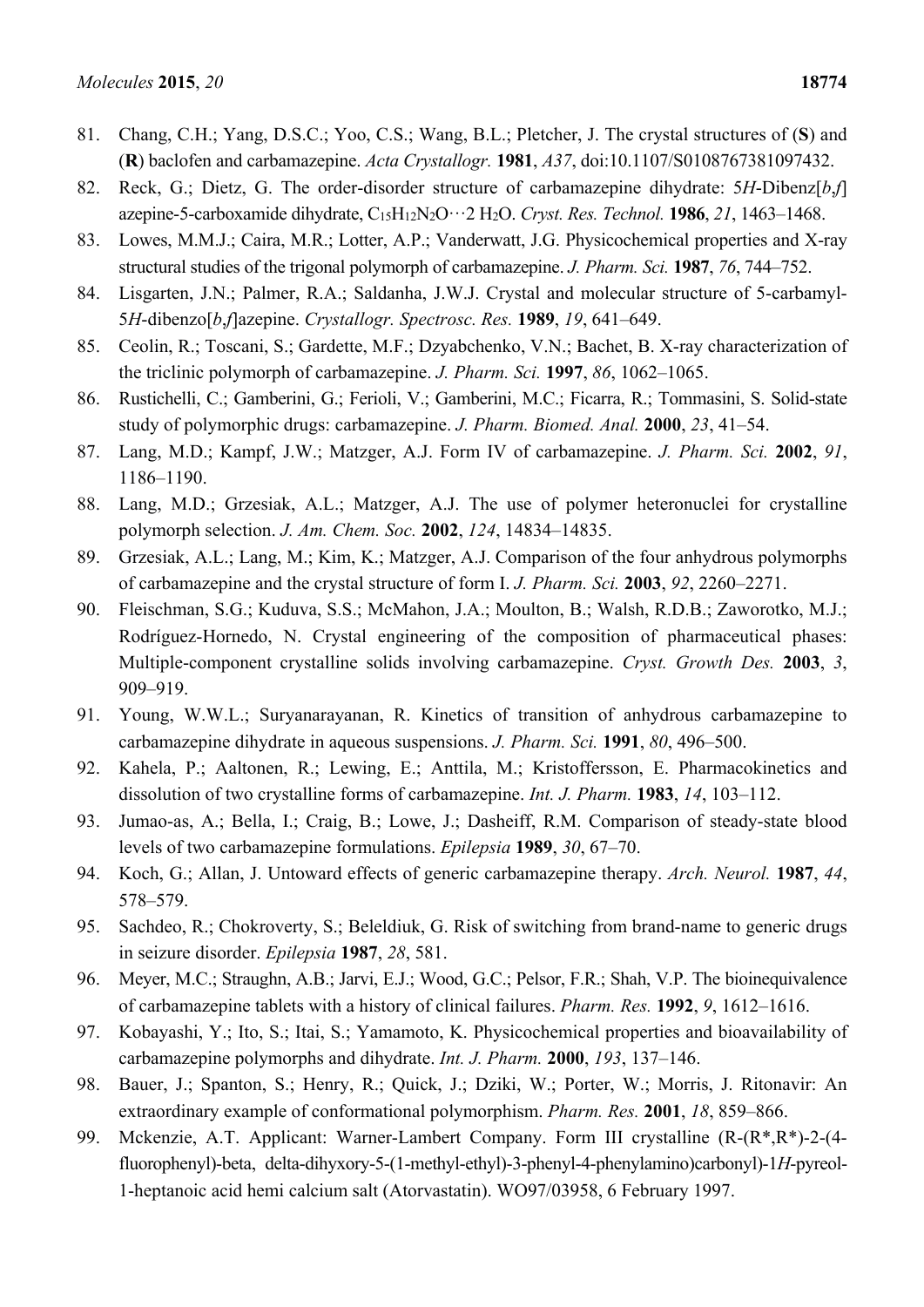81. Chang, C.H.; Yang, D.S.C.; Yoo, C.S.; Wang, B.L.; Pletcher, J. The crystal structures of (**S**) and (**R**) baclofen and carbamazepine. *Acta Crystallogr.* **1981**, *A37*, doi:10.1107/S0108767381097432.
82. Reck, G.; Dietz, G. The order-disorder structure of carbamazepine dihydrate: 5*H*-Dibenz[*b*,*f*] azepine-5-carboxamide dihydrate, $C_{15}H_{12}N_2O\cdots2\ H_2O$. *Cryst. Res. Technol.* **1986**, *21*, 1463–1468.
83. Lowes, M.M.J.; Caira, M.R.; Lotter, A.P.; Vanderwatt, J.G. Physicochemical properties and X-ray structural studies of the trigonal polymorph of carbamazepine. *J. Pharm. Sci.* **1987**, *76*, 744–752.
84. Lisgarten, J.N.; Palmer, R.A.; Saldanha, J.W.J. Crystal and molecular structure of 5-carbamyl-5*H*-dibenzo[*b*,*f*]azepine. *Crystallogr. Spectrosc. Res.* **1989**, *19*, 641–649.
85. Ceolin, R.; Toscani, S.; Gardette, M.F.; Dzyabchenko, V.N.; Bachet, B. X-ray characterization of the triclinic polymorph of carbamazepine. *J. Pharm. Sci.* **1997**, *86*, 1062–1065.
86. Rustichelli, C.; Gamberini, G.; Ferioli, V.; Gamberini, M.C.; Ficarra, R.; Tommasini, S. Solid-state study of polymorphic drugs: carbamazepine. *J. Pharm. Biomed. Anal.* **2000**, *23*, 41–54.
87. Lang, M.D.; Kampf, J.W.; Matzger, A.J. Form IV of carbamazepine. *J. Pharm. Sci.* **2002**, *91*, 1186–1190.
88. Lang, M.D.; Grzesiak, A.L.; Matzger, A.J. The use of polymer heteronuclei for crystalline polymorph selection. *J. Am. Chem. Soc.* **2002**, *124*, 14834–14835.
89. Grzesiak, A.L.; Lang, M.; Kim, K.; Matzger, A.J. Comparison of the four anhydrous polymorphs of carbamazepine and the crystal structure of form I. *J. Pharm. Sci.* **2003**, *92*, 2260–2271.
90. Fleischman, S.G.; Kuduva, S.S.; McMahon, J.A.; Moulton, B.; Walsh, R.D.B.; Zaworotko, M.J.; Rodríguez-Hornedo, N. Crystal engineering of the composition of pharmaceutical phases: Multiple-component crystalline solids involving carbamazepine. *Cryst. Growth Des.* **2003**, *3*, 909–919.
91. Young, W.W.L.; Suryanarayanan, R. Kinetics of transition of anhydrous carbamazepine to carbamazepine dihydrate in aqueous suspensions. *J. Pharm. Sci.* **1991**, *80*, 496–500.
92. Kahela, P.; Aaltonen, R.; Lewing, E.; Anttila, M.; Kristoffersson, E. Pharmacokinetics and dissolution of two crystalline forms of carbamazepine. *Int. J. Pharm.* **1983**, *14*, 103–112.
93. Jumao-as, A.; Bella, I.; Craig, B.; Lowe, J.; Dasheiff, R.M. Comparison of steady-state blood levels of two carbamazepine formulations. *Epilepsia* **1989**, *30*, 67–70.
94. Koch, G.; Allan, J. Untoward effects of generic carbamazepine therapy. *Arch. Neurol.* **1987**, *44*, 578–579.
95. Sachdeo, R.; Chokroverty, S.; Beleldiuk, G. Risk of switching from brand-name to generic drugs in seizure disorder. *Epilepsia* **1987**, *28*, 581.
96. Meyer, M.C.; Straughn, A.B.; Jarvi, E.J.; Wood, G.C.; Pelsor, F.R.; Shah, V.P. The bioinequivalence of carbamazepine tablets with a history of clinical failures. *Pharm. Res.* **1992**, *9*, 1612–1616.
97. Kobayashi, Y.; Ito, S.; Itai, S.; Yamamoto, K. Physicochemical properties and bioavailability of carbamazepine polymorphs and dihydrate. *Int. J. Pharm.* **2000**, *193*, 137–146.
98. Bauer, J.; Spanton, S.; Henry, R.; Quick, J.; Dziki, W.; Porter, W.; Morris, J. Ritonavir: An extraordinary example of conformational polymorphism. *Pharm. Res.* **2001**, *18*, 859–866.
99. Mckenzie, A.T. Applicant: Warner-Lambert Company. Form III crystalline (R-(R*,R*)-2-(4-fluorophenyl)-beta, delta-dihyxory-5-(1-methyl-ethyl)-3-phenyl-4-phenylamino)carbonyl)-1*H*-pyreol-1-heptanoic acid hemi calcium salt (Atorvastatin). WO97/03958, 6 February 1997.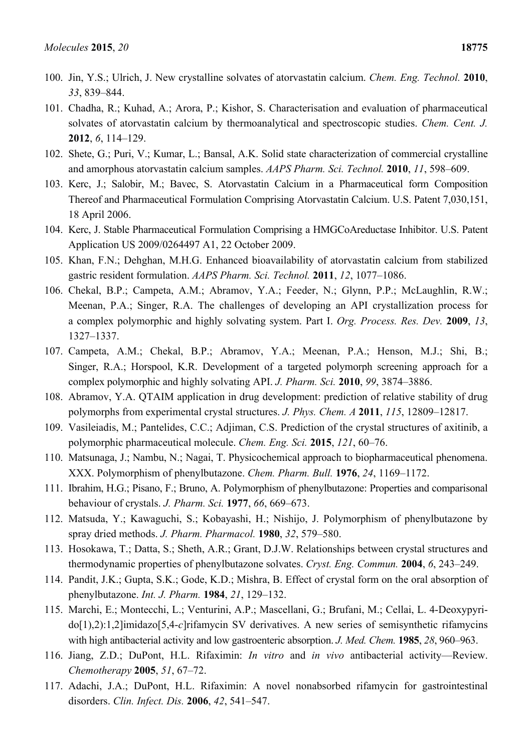100. Jin, Y.S.; Ulrich, J. New crystalline solvates of atorvastatin calcium. *Chem. Eng. Technol.* **2010**, *33*, 839–844.
101. Chadha, R.; Kuhad, A.; Arora, P.; Kishor, S. Characterisation and evaluation of pharmaceutical solvates of atorvastatin calcium by thermoanalytical and spectroscopic studies. *Chem. Cent. J.* **2012**, *6*, 114–129.
102. Shete, G.; Puri, V.; Kumar, L.; Bansal, A.K. Solid state characterization of commercial crystalline and amorphous atorvastatin calcium samples. *AAPS Pharm. Sci. Technol.* **2010**, *11*, 598–609.
103. Kerc, J.; Salobir, M.; Bavec, S. Atorvastatin Calcium in a Pharmaceutical form Composition Thereof and Pharmaceutical Formulation Comprising Atorvastatin Calcium. U.S. Patent 7,030,151, 18 April 2006.
104. Kerc, J. Stable Pharmaceutical Formulation Comprising a HMGCoAreductase Inhibitor. U.S. Patent Application US 2009/0264497 A1, 22 October 2009.
105. Khan, F.N.; Dehghan, M.H.G. Enhanced bioavailability of atorvastatin calcium from stabilized gastric resident formulation. *AAPS Pharm. Sci. Technol.* **2011**, *12*, 1077–1086.
106. Chekal, B.P.; Campeta, A.M.; Abramov, Y.A.; Feeder, N.; Glynn, P.P.; McLaughlin, R.W.; Meenan, P.A.; Singer, R.A. The challenges of developing an API crystallization process for a complex polymorphic and highly solvating system. Part I. *Org. Process. Res. Dev.* **2009**, *13*, 1327–1337.
107. Campeta, A.M.; Chekal, B.P.; Abramov, Y.A.; Meenan, P.A.; Henson, M.J.; Shi, B.; Singer, R.A.; Horspool, K.R. Development of a targeted polymorph screening approach for a complex polymorphic and highly solvating API. *J. Pharm. Sci.* **2010**, *99*, 3874–3886.
108. Abramov, Y.A. QTAIM application in drug development: prediction of relative stability of drug polymorphs from experimental crystal structures. *J. Phys. Chem. A* **2011**, *115*, 12809–12817.
109. Vasileiadis, M.; Pantelides, C.C.; Adjiman, C.S. Prediction of the crystal structures of axitinib, a polymorphic pharmaceutical molecule. *Chem. Eng. Sci.* **2015**, *121*, 60–76.
110. Matsunaga, J.; Nambu, N.; Nagai, T. Physicochemical approach to biopharmaceutical phenomena. XXX. Polymorphism of phenylbutazone. *Chem. Pharm. Bull.* **1976**, *24*, 1169–1172.
111. Ibrahim, H.G.; Pisano, F.; Bruno, A. Polymorphism of phenylbutazone: Properties and comparisonal behaviour of crystals. *J. Pharm. Sci.* **1977**, *66*, 669–673.
112. Matsuda, Y.; Kawaguchi, S.; Kobayashi, H.; Nishijo, J. Polymorphism of phenylbutazone by spray dried methods. *J. Pharm. Pharmacol.* **1980**, *32*, 579–580.
113. Hosokawa, T.; Datta, S.; Sheth, A.R.; Grant, D.J.W. Relationships between crystal structures and thermodynamic properties of phenylbutazone solvates. *Cryst. Eng. Commun.* **2004**, *6*, 243–249.
114. Pandit, J.K.; Gupta, S.K.; Gode, K.D.; Mishra, B. Effect of crystal form on the oral absorption of phenylbutazone. *Int. J. Pharm.* **1984**, *21*, 129–132.
115. Marchi, E.; Montecchi, L.; Venturini, A.P.; Mascellani, G.; Brufani, M.; Cellai, L. 4-Deoxypyrido[1),2):1,2]imidazo[5,4-*c*]rifamycin SV derivatives. A new series of semisynthetic rifamycins with high antibacterial activity and low gastroenteric absorption. *J. Med. Chem.* **1985**, *28*, 960–963.
116. Jiang, Z.D.; DuPont, H.L. Rifaximin: *In vitro* and *in vivo* antibacterial activity—Review. *Chemotherapy* **2005**, *51*, 67–72.
117. Adachi, J.A.; DuPont, H.L. Rifaximin: A novel nonabsorbed rifamycin for gastrointestinal disorders. *Clin. Infect. Dis.* **2006**, *42*, 541–547.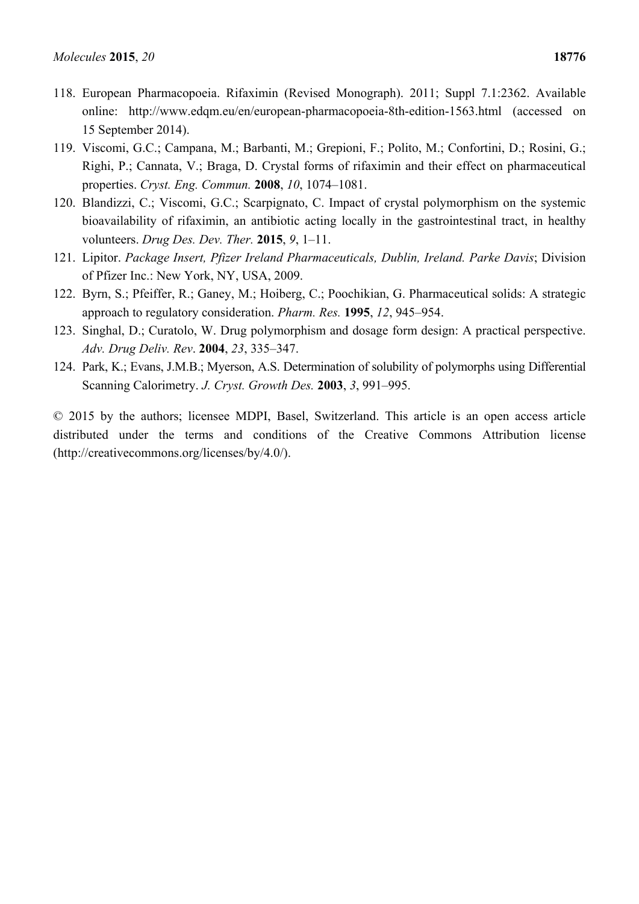118. European Pharmacopoeia. Rifaximin (Revised Monograph). 2011; Suppl 7.1:2362. Available online: http://www.edqm.eu/en/european-pharmacopoeia-8th-edition-1563.html (accessed on 15 September 2014).
119. Viscomi, G.C.; Campana, M.; Barbanti, M.; Grepioni, F.; Polito, M.; Confortini, D.; Rosini, G.; Righi, P.; Cannata, V.; Braga, D. Crystal forms of rifaximin and their effect on pharmaceutical properties. *Cryst. Eng. Commun.* **2008**, *10*, 1074–1081.
120. Blandizzi, C.; Viscomi, G.C.; Scarpignato, C. Impact of crystal polymorphism on the systemic bioavailability of rifaximin, an antibiotic acting locally in the gastrointestinal tract, in healthy volunteers. *Drug Des. Dev. Ther.* **2015**, *9*, 1–11.
121. Lipitor. *Package Insert, Pfizer Ireland Pharmaceuticals, Dublin, Ireland. Parke Davis*; Division of Pfizer Inc.: New York, NY, USA, 2009.
122. Byrn, S.; Pfeiffer, R.; Ganey, M.; Hoiberg, C.; Poochikian, G. Pharmaceutical solids: A strategic approach to regulatory consideration. *Pharm. Res.* **1995**, *12*, 945–954.
123. Singhal, D.; Curatolo, W. Drug polymorphism and dosage form design: A practical perspective. *Adv. Drug Deliv. Rev*. **2004**, *23*, 335–347.
124. Park, K.; Evans, J.M.B.; Myerson, A.S. Determination of solubility of polymorphs using Differential Scanning Calorimetry. *J. Cryst. Growth Des.* **2003**, *3*, 991–995.

© 2015 by the authors; licensee MDPI, Basel, Switzerland. This article is an open access article distributed under the terms and conditions of the Creative Commons Attribution license (http://creativecommons.org/licenses/by/4.0/).